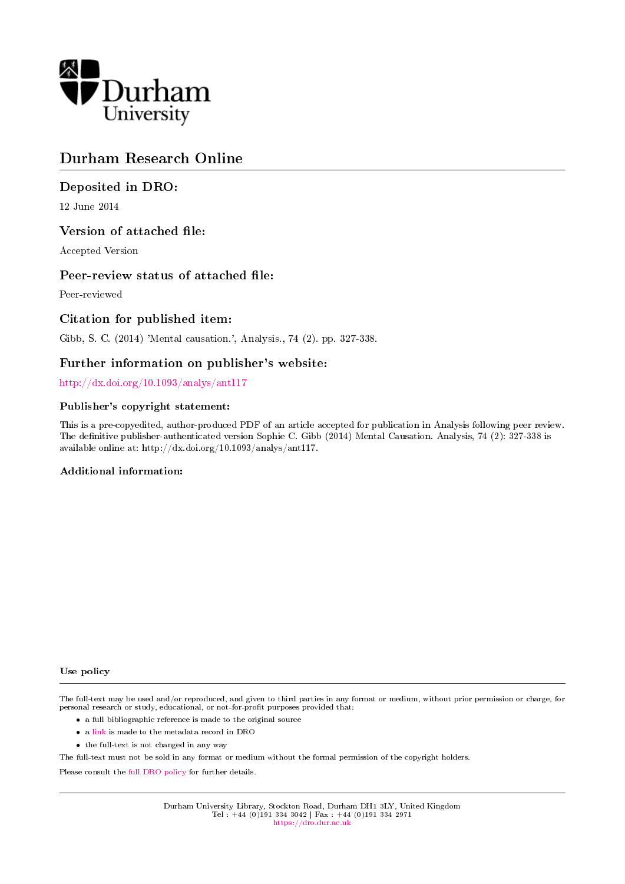Durham University

# Durham Research Online

## Deposited in DRO:

12 June 2014

## Version of attached file:

Accepted Version

## Peer-review status of attached file:

Peer-reviewed

## Citation for published item:

Gibb, S. C. (2014) 'Mental causation.', Analysis., 74 (2). pp. 327-338.

## Further information on publisher's website:

http://dx.doi.org/10.1093/analys/ant117

### Publisher's copyright statement:

This is a pre-copyedited, author-produced PDF of an article accepted for publication in Analysis following peer review. The definitive publisher-authenticated version Sophie C. Gibb (2014) Mental Causation. Analysis, 74 (2): 327-338 is available online at: http://dx.doi.org/10.1093/analys/ant117.

### Additional information:

### Use policy

The full-text may be used and/or reproduced, and given to third parties in any format or medium, without prior permission or charge, for personal research or study, educational, or not-for-profit purposes provided that:

- a full bibliographic reference is made to the original source
- a link is made to the metadata record in DRO
- the full-text is not changed in any way

The full-text must not be sold in any format or medium without the formal permission of the copyright holders.

Please consult the full DRO policy for further details.

Durham University Library, Stockton Road, Durham DH1 3LY, United Kingdom
Tel : +44 (0)191 334 3042 | Fax : +44 (0)191 334 2971
https://dro.dur.ac.uk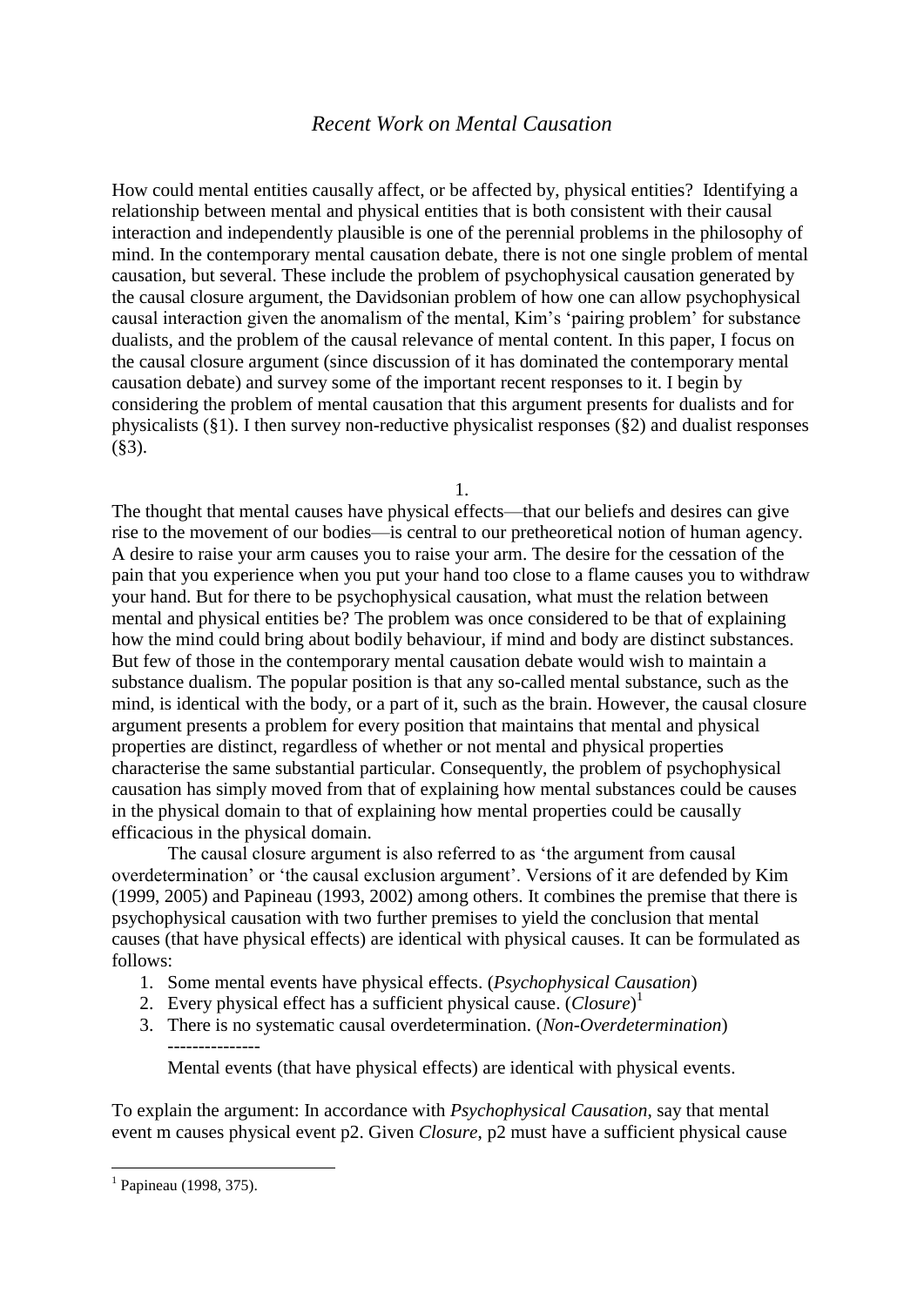# *Recent Work on Mental Causation*

How could mental entities causally affect, or be affected by, physical entities? Identifying a relationship between mental and physical entities that is both consistent with their causal interaction and independently plausible is one of the perennial problems in the philosophy of mind. In the contemporary mental causation debate, there is not one single problem of mental causation, but several. These include the problem of psychophysical causation generated by the causal closure argument, the Davidsonian problem of how one can allow psychophysical causal interaction given the anomalism of the mental, Kim's 'pairing problem' for substance dualists, and the problem of the causal relevance of mental content. In this paper, I focus on the causal closure argument (since discussion of it has dominated the contemporary mental causation debate) and survey some of the important recent responses to it. I begin by considering the problem of mental causation that this argument presents for dualists and for physicalists (§1). I then survey non-reductive physicalist responses (§2) and dualist responses (§3).

## 1.

The thought that mental causes have physical effects—that our beliefs and desires can give rise to the movement of our bodies—is central to our pretheoretical notion of human agency. A desire to raise your arm causes you to raise your arm. The desire for the cessation of the pain that you experience when you put your hand too close to a flame causes you to withdraw your hand. But for there to be psychophysical causation, what must the relation between mental and physical entities be? The problem was once considered to be that of explaining how the mind could bring about bodily behaviour, if mind and body are distinct substances. But few of those in the contemporary mental causation debate would wish to maintain a substance dualism. The popular position is that any so-called mental substance, such as the mind, is identical with the body, or a part of it, such as the brain. However, the causal closure argument presents a problem for every position that maintains that mental and physical properties are distinct, regardless of whether or not mental and physical properties characterise the same substantial particular. Consequently, the problem of psychophysical causation has simply moved from that of explaining how mental substances could be causes in the physical domain to that of explaining how mental properties could be causally efficacious in the physical domain.

The causal closure argument is also referred to as 'the argument from causal overdetermination' or 'the causal exclusion argument'. Versions of it are defended by Kim (1999, 2005) and Papineau (1993, 2002) among others. It combines the premise that there is psychophysical causation with two further premises to yield the conclusion that mental causes (that have physical effects) are identical with physical causes. It can be formulated as follows:

1. Some mental events have physical effects. (*Psychophysical Causation*)
2. Every physical effect has a sufficient physical cause. (*Closure*)[1]
3. There is no systematic causal overdetermination. (*Non-Overdetermination*)

---------------

Mental events (that have physical effects) are identical with physical events.

To explain the argument: In accordance with *Psychophysical Causation*, say that mental event m causes physical event p2. Given *Closure*, p2 must have a sufficient physical cause

[1] Papineau (1998, 375).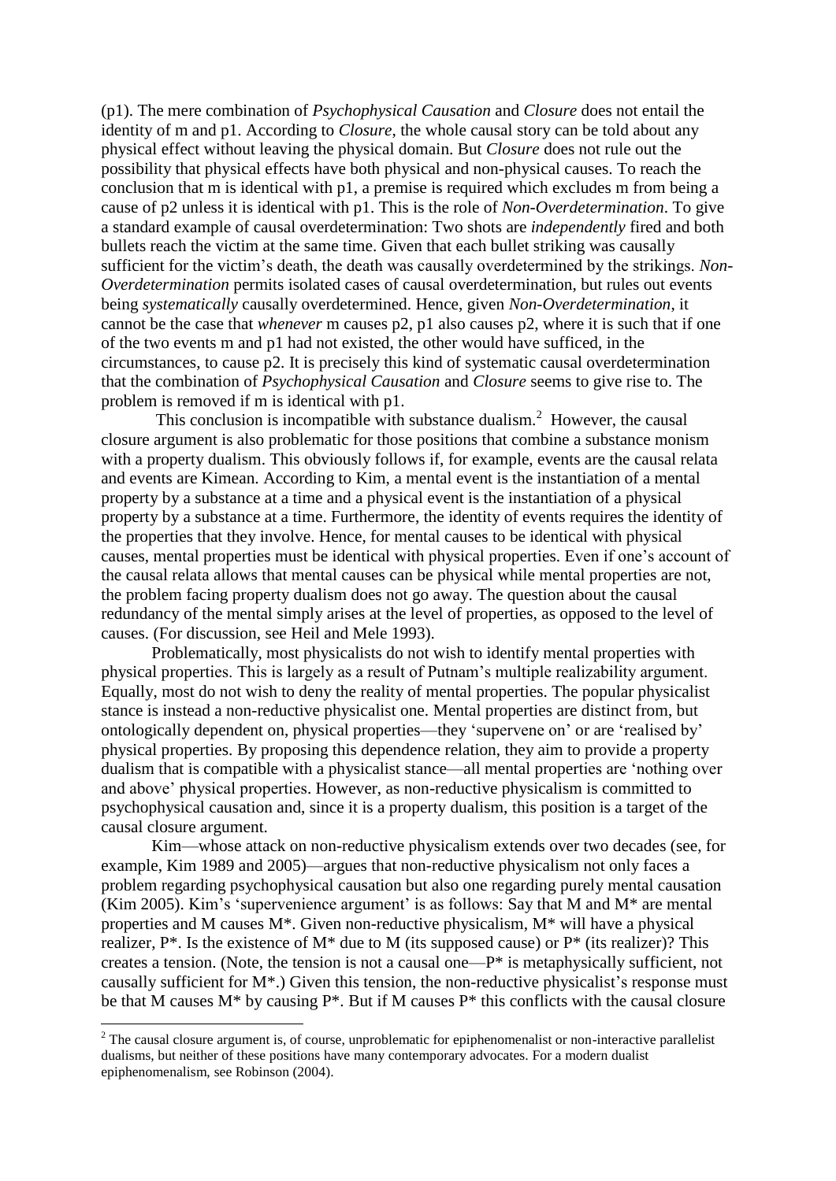(p1). The mere combination of *Psychophysical Causation* and *Closure* does not entail the identity of m and p1. According to *Closure*, the whole causal story can be told about any physical effect without leaving the physical domain. But *Closure* does not rule out the possibility that physical effects have both physical and non-physical causes. To reach the conclusion that m is identical with p1, a premise is required which excludes m from being a cause of p2 unless it is identical with p1. This is the role of *Non-Overdetermination*. To give a standard example of causal overdetermination: Two shots are *independently* fired and both bullets reach the victim at the same time. Given that each bullet striking was causally sufficient for the victim's death, the death was causally overdetermined by the strikings. *Non-Overdetermination* permits isolated cases of causal overdetermination, but rules out events being *systematically* causally overdetermined. Hence, given *Non-Overdetermination*, it cannot be the case that *whenever* m causes p2, p1 also causes p2, where it is such that if one of the two events m and p1 had not existed, the other would have sufficed, in the circumstances, to cause p2. It is precisely this kind of systematic causal overdetermination that the combination of *Psychophysical Causation* and *Closure* seems to give rise to. The problem is removed if m is identical with p1.

This conclusion is incompatible with substance dualism.[2] However, the causal closure argument is also problematic for those positions that combine a substance monism with a property dualism. This obviously follows if, for example, events are the causal relata and events are Kimean. According to Kim, a mental event is the instantiation of a mental property by a substance at a time and a physical event is the instantiation of a physical property by a substance at a time. Furthermore, the identity of events requires the identity of the properties that they involve. Hence, for mental causes to be identical with physical causes, mental properties must be identical with physical properties. Even if one's account of the causal relata allows that mental causes can be physical while mental properties are not, the problem facing property dualism does not go away. The question about the causal redundancy of the mental simply arises at the level of properties, as opposed to the level of causes. (For discussion, see Heil and Mele 1993).

Problematically, most physicalists do not wish to identify mental properties with physical properties. This is largely as a result of Putnam's multiple realizability argument. Equally, most do not wish to deny the reality of mental properties. The popular physicalist stance is instead a non-reductive physicalist one. Mental properties are distinct from, but ontologically dependent on, physical properties—they 'supervene on' or are 'realised by' physical properties. By proposing this dependence relation, they aim to provide a property dualism that is compatible with a physicalist stance—all mental properties are 'nothing over and above' physical properties. However, as non-reductive physicalism is committed to psychophysical causation and, since it is a property dualism, this position is a target of the causal closure argument.

Kim—whose attack on non-reductive physicalism extends over two decades (see, for example, Kim 1989 and 2005)—argues that non-reductive physicalism not only faces a problem regarding psychophysical causation but also one regarding purely mental causation (Kim 2005). Kim's 'supervenience argument' is as follows: Say that M and M* are mental properties and M causes M*. Given non-reductive physicalism, M* will have a physical realizer, P*. Is the existence of M* due to M (its supposed cause) or P* (its realizer)? This creates a tension. (Note, the tension is not a causal one—P* is metaphysically sufficient, not causally sufficient for M*.) Given this tension, the non-reductive physicalist's response must be that M causes M* by causing P*. But if M causes P* this conflicts with the causal closure

---

[2] The causal closure argument is, of course, unproblematic for epiphenomenalist or non-interactive parallelist dualisms, but neither of these positions have many contemporary advocates. For a modern dualist epiphenomenalism, see Robinson (2004).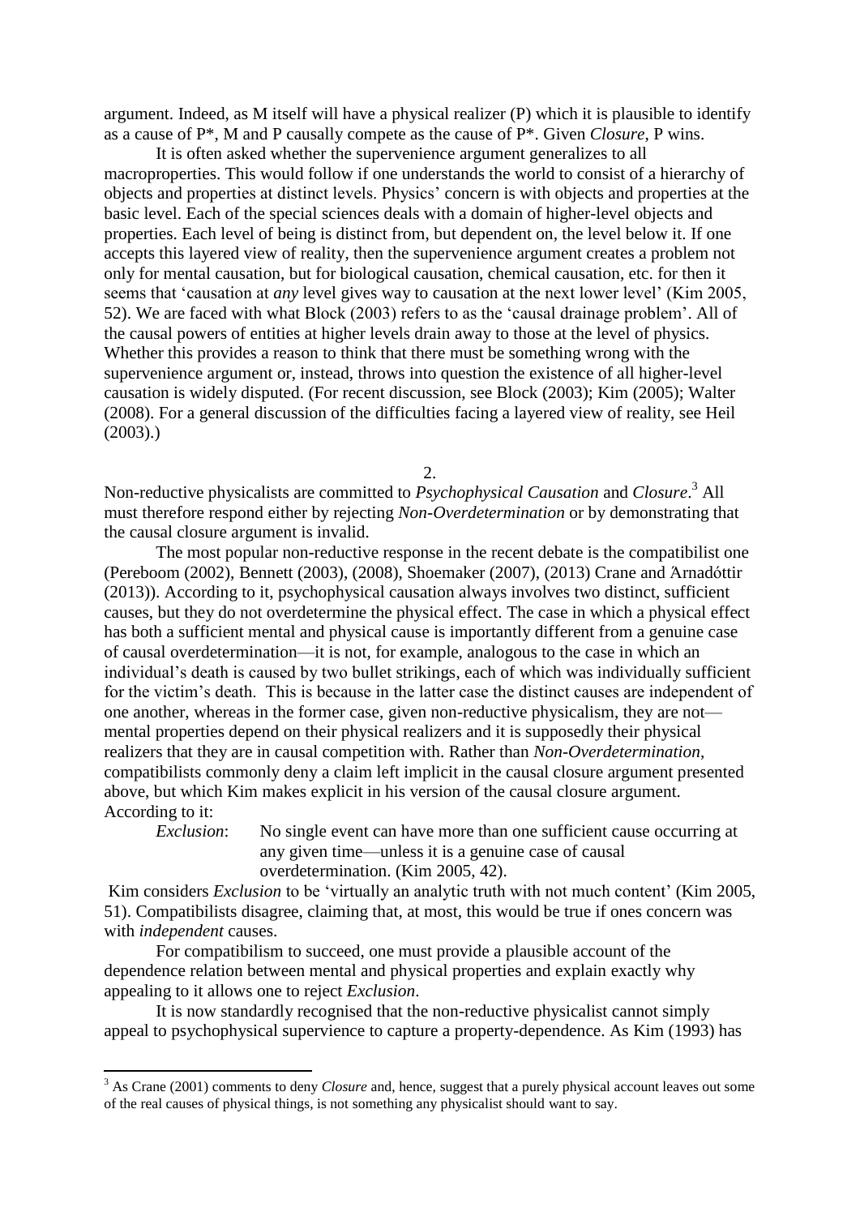argument. Indeed, as M itself will have a physical realizer (P) which it is plausible to identify as a cause of P*, M and P causally compete as the cause of P*. Given *Closure*, P wins.

It is often asked whether the supervenience argument generalizes to all macroproperties. This would follow if one understands the world to consist of a hierarchy of objects and properties at distinct levels. Physics' concern is with objects and properties at the basic level. Each of the special sciences deals with a domain of higher-level objects and properties. Each level of being is distinct from, but dependent on, the level below it. If one accepts this layered view of reality, then the supervenience argument creates a problem not only for mental causation, but for biological causation, chemical causation, etc. for then it seems that 'causation at *any* level gives way to causation at the next lower level' (Kim 2005, 52). We are faced with what Block (2003) refers to as the 'causal drainage problem'. All of the causal powers of entities at higher levels drain away to those at the level of physics. Whether this provides a reason to think that there must be something wrong with the supervenience argument or, instead, throws into question the existence of all higher-level causation is widely disputed. (For recent discussion, see Block (2003); Kim (2005); Walter (2008). For a general discussion of the difficulties facing a layered view of reality, see Heil (2003).)

## 2.

Non-reductive physicalists are committed to *Psychophysical Causation* and *Closure*.[3] All must therefore respond either by rejecting *Non-Overdetermination* or by demonstrating that the causal closure argument is invalid.

The most popular non-reductive response in the recent debate is the compatibilist one (Pereboom (2002), Bennett (2003), (2008), Shoemaker (2007), (2013) Crane and Árnadóttir (2013)). According to it, psychophysical causation always involves two distinct, sufficient causes, but they do not overdetermine the physical effect. The case in which a physical effect has both a sufficient mental and physical cause is importantly different from a genuine case of causal overdetermination—it is not, for example, analogous to the case in which an individual's death is caused by two bullet strikings, each of which was individually sufficient for the victim's death. This is because in the latter case the distinct causes are independent of one another, whereas in the former case, given non-reductive physicalism, they are not—mental properties depend on their physical realizers and it is supposedly their physical realizers that they are in causal competition with. Rather than *Non-Overdetermination*, compatibilists commonly deny a claim left implicit in the causal closure argument presented above, but which Kim makes explicit in his version of the causal closure argument. According to it:

> *Exclusion*: No single event can have more than one sufficient cause occurring at any given time—unless it is a genuine case of causal overdetermination. (Kim 2005, 42).

Kim considers *Exclusion* to be 'virtually an analytic truth with not much content' (Kim 2005, 51). Compatibilists disagree, claiming that, at most, this would be true if ones concern was with *independent* causes.

For compatibilism to succeed, one must provide a plausible account of the dependence relation between mental and physical properties and explain exactly why appealing to it allows one to reject *Exclusion*.

It is now standardly recognised that the non-reductive physicalist cannot simply appeal to psychophysical supervience to capture a property-dependence. As Kim (1993) has

---

[3] As Crane (2001) comments to deny *Closure* and, hence, suggest that a purely physical account leaves out some of the real causes of physical things, is not something any physicalist should want to say.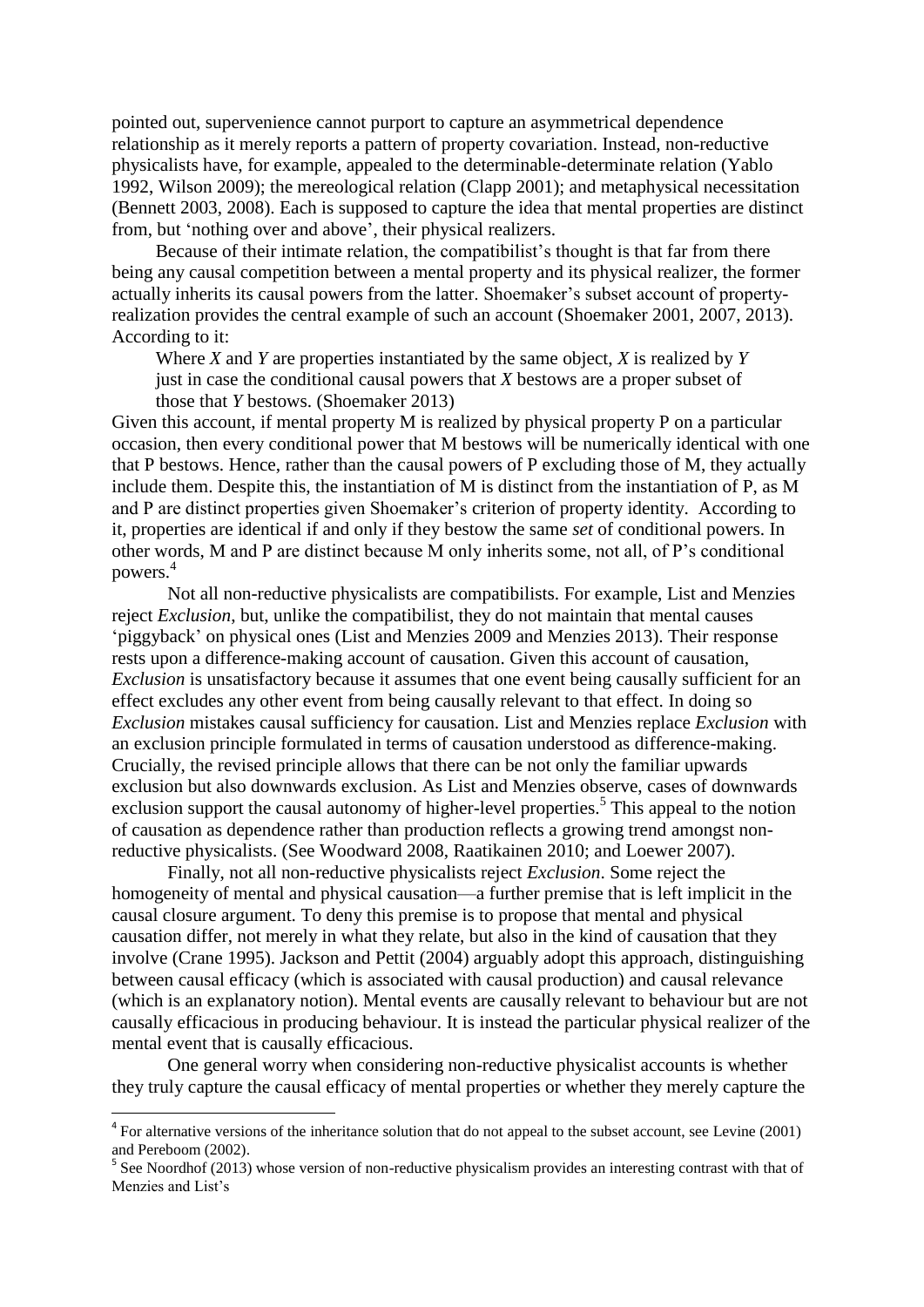pointed out, supervenience cannot purport to capture an asymmetrical dependence relationship as it merely reports a pattern of property covariation. Instead, non-reductive physicalists have, for example, appealed to the determinable-determinate relation (Yablo 1992, Wilson 2009); the mereological relation (Clapp 2001); and metaphysical necessitation (Bennett 2003, 2008). Each is supposed to capture the idea that mental properties are distinct from, but 'nothing over and above', their physical realizers.

Because of their intimate relation, the compatibilist's thought is that far from there being any causal competition between a mental property and its physical realizer, the former actually inherits its causal powers from the latter. Shoemaker's subset account of property-realization provides the central example of such an account (Shoemaker 2001, 2007, 2013). According to it:

> Where *X* and *Y* are properties instantiated by the same object, *X* is realized by *Y* just in case the conditional causal powers that *X* bestows are a proper subset of those that *Y* bestows. (Shoemaker 2013)

Given this account, if mental property M is realized by physical property P on a particular occasion, then every conditional power that M bestows will be numerically identical with one that P bestows. Hence, rather than the causal powers of P excluding those of M, they actually include them. Despite this, the instantiation of M is distinct from the instantiation of P, as M and P are distinct properties given Shoemaker's criterion of property identity. According to it, properties are identical if and only if they bestow the same *set* of conditional powers. In other words, M and P are distinct because M only inherits some, not all, of P's conditional powers.[4]

Not all non-reductive physicalists are compatibilists. For example, List and Menzies reject *Exclusion*, but, unlike the compatibilist, they do not maintain that mental causes 'piggyback' on physical ones (List and Menzies 2009 and Menzies 2013). Their response rests upon a difference-making account of causation. Given this account of causation, *Exclusion* is unsatisfactory because it assumes that one event being causally sufficient for an effect excludes any other event from being causally relevant to that effect. In doing so *Exclusion* mistakes causal sufficiency for causation. List and Menzies replace *Exclusion* with an exclusion principle formulated in terms of causation understood as difference-making. Crucially, the revised principle allows that there can be not only the familiar upwards exclusion but also downwards exclusion. As List and Menzies observe, cases of downwards exclusion support the causal autonomy of higher-level properties.[5] This appeal to the notion of causation as dependence rather than production reflects a growing trend amongst non-reductive physicalists. (See Woodward 2008, Raatikainen 2010; and Loewer 2007).

Finally, not all non-reductive physicalists reject *Exclusion*. Some reject the homogeneity of mental and physical causation—a further premise that is left implicit in the causal closure argument. To deny this premise is to propose that mental and physical causation differ, not merely in what they relate, but also in the kind of causation that they involve (Crane 1995). Jackson and Pettit (2004) arguably adopt this approach, distinguishing between causal efficacy (which is associated with causal production) and causal relevance (which is an explanatory notion). Mental events are causally relevant to behaviour but are not causally efficacious in producing behaviour. It is instead the particular physical realizer of the mental event that is causally efficacious.

One general worry when considering non-reductive physicalist accounts is whether they truly capture the causal efficacy of mental properties or whether they merely capture the

---

[4] For alternative versions of the inheritance solution that do not appeal to the subset account, see Levine (2001) and Pereboom (2002).

[5] See Noordhof (2013) whose version of non-reductive physicalism provides an interesting contrast with that of Menzies and List's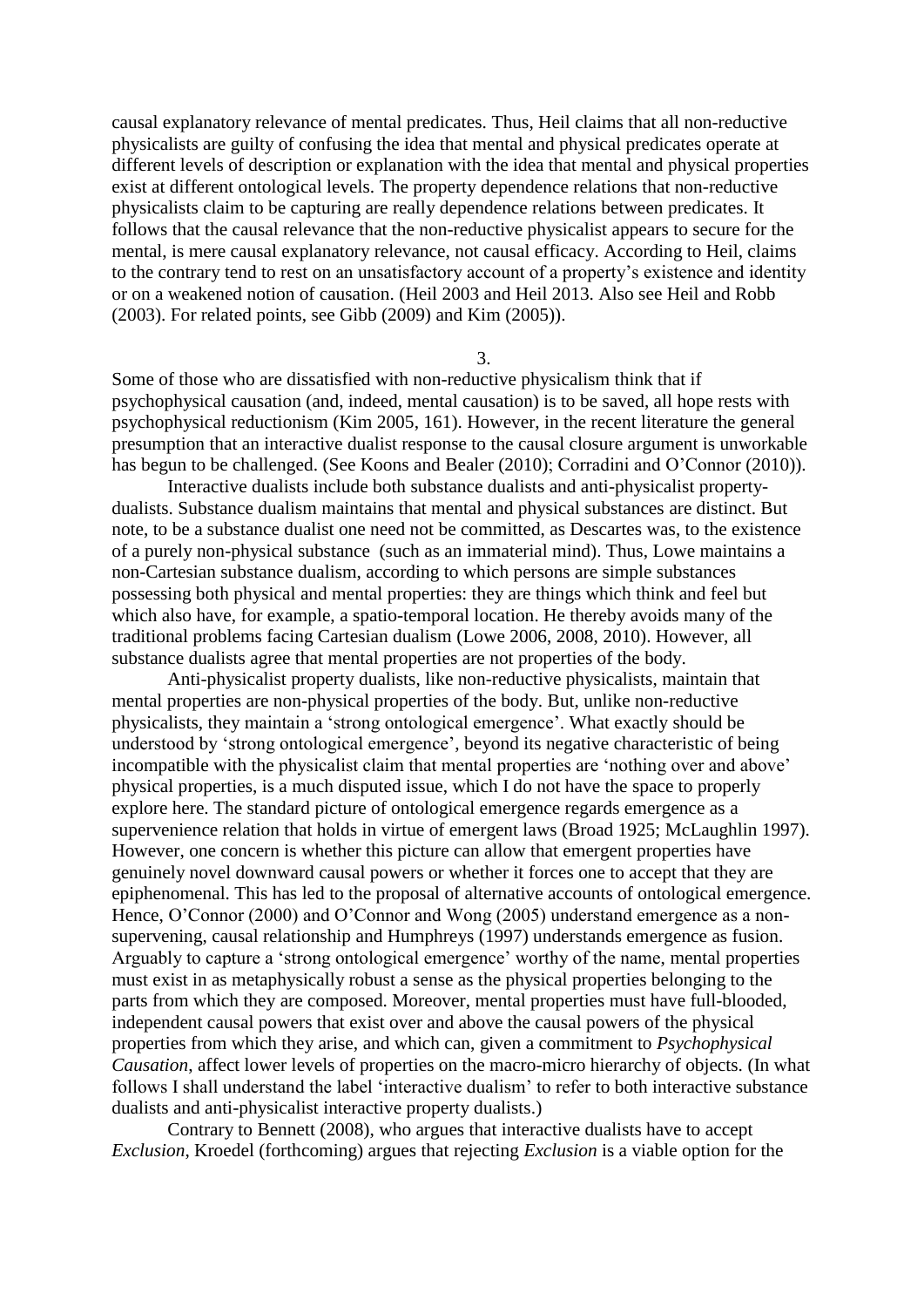causal explanatory relevance of mental predicates. Thus, Heil claims that all non-reductive physicalists are guilty of confusing the idea that mental and physical predicates operate at different levels of description or explanation with the idea that mental and physical properties exist at different ontological levels. The property dependence relations that non-reductive physicalists claim to be capturing are really dependence relations between predicates. It follows that the causal relevance that the non-reductive physicalist appears to secure for the mental, is mere causal explanatory relevance, not causal efficacy. According to Heil, claims to the contrary tend to rest on an unsatisfactory account of a property's existence and identity or on a weakened notion of causation. (Heil 2003 and Heil 2013. Also see Heil and Robb (2003). For related points, see Gibb (2009) and Kim (2005)).

## 3.

Some of those who are dissatisfied with non-reductive physicalism think that if psychophysical causation (and, indeed, mental causation) is to be saved, all hope rests with psychophysical reductionism (Kim 2005, 161). However, in the recent literature the general presumption that an interactive dualist response to the causal closure argument is unworkable has begun to be challenged. (See Koons and Bealer (2010); Corradini and O'Connor (2010)).

Interactive dualists include both substance dualists and anti-physicalist property-dualists. Substance dualism maintains that mental and physical substances are distinct. But note, to be a substance dualist one need not be committed, as Descartes was, to the existence of a purely non-physical substance (such as an immaterial mind). Thus, Lowe maintains a non-Cartesian substance dualism, according to which persons are simple substances possessing both physical and mental properties: they are things which think and feel but which also have, for example, a spatio-temporal location. He thereby avoids many of the traditional problems facing Cartesian dualism (Lowe 2006, 2008, 2010). However, all substance dualists agree that mental properties are not properties of the body.

Anti-physicalist property dualists, like non-reductive physicalists, maintain that mental properties are non-physical properties of the body. But, unlike non-reductive physicalists, they maintain a 'strong ontological emergence'. What exactly should be understood by 'strong ontological emergence', beyond its negative characteristic of being incompatible with the physicalist claim that mental properties are 'nothing over and above' physical properties, is a much disputed issue, which I do not have the space to properly explore here. The standard picture of ontological emergence regards emergence as a supervenience relation that holds in virtue of emergent laws (Broad 1925; McLaughlin 1997). However, one concern is whether this picture can allow that emergent properties have genuinely novel downward causal powers or whether it forces one to accept that they are epiphenomenal. This has led to the proposal of alternative accounts of ontological emergence. Hence, O'Connor (2000) and O'Connor and Wong (2005) understand emergence as a non-supervening, causal relationship and Humphreys (1997) understands emergence as fusion. Arguably to capture a 'strong ontological emergence' worthy of the name, mental properties must exist in as metaphysically robust a sense as the physical properties belonging to the parts from which they are composed. Moreover, mental properties must have full-blooded, independent causal powers that exist over and above the causal powers of the physical properties from which they arise, and which can, given a commitment to *Psychophysical Causation*, affect lower levels of properties on the macro-micro hierarchy of objects. (In what follows I shall understand the label 'interactive dualism' to refer to both interactive substance dualists and anti-physicalist interactive property dualists.)

Contrary to Bennett (2008), who argues that interactive dualists have to accept *Exclusion*, Kroedel (forthcoming) argues that rejecting *Exclusion* is a viable option for the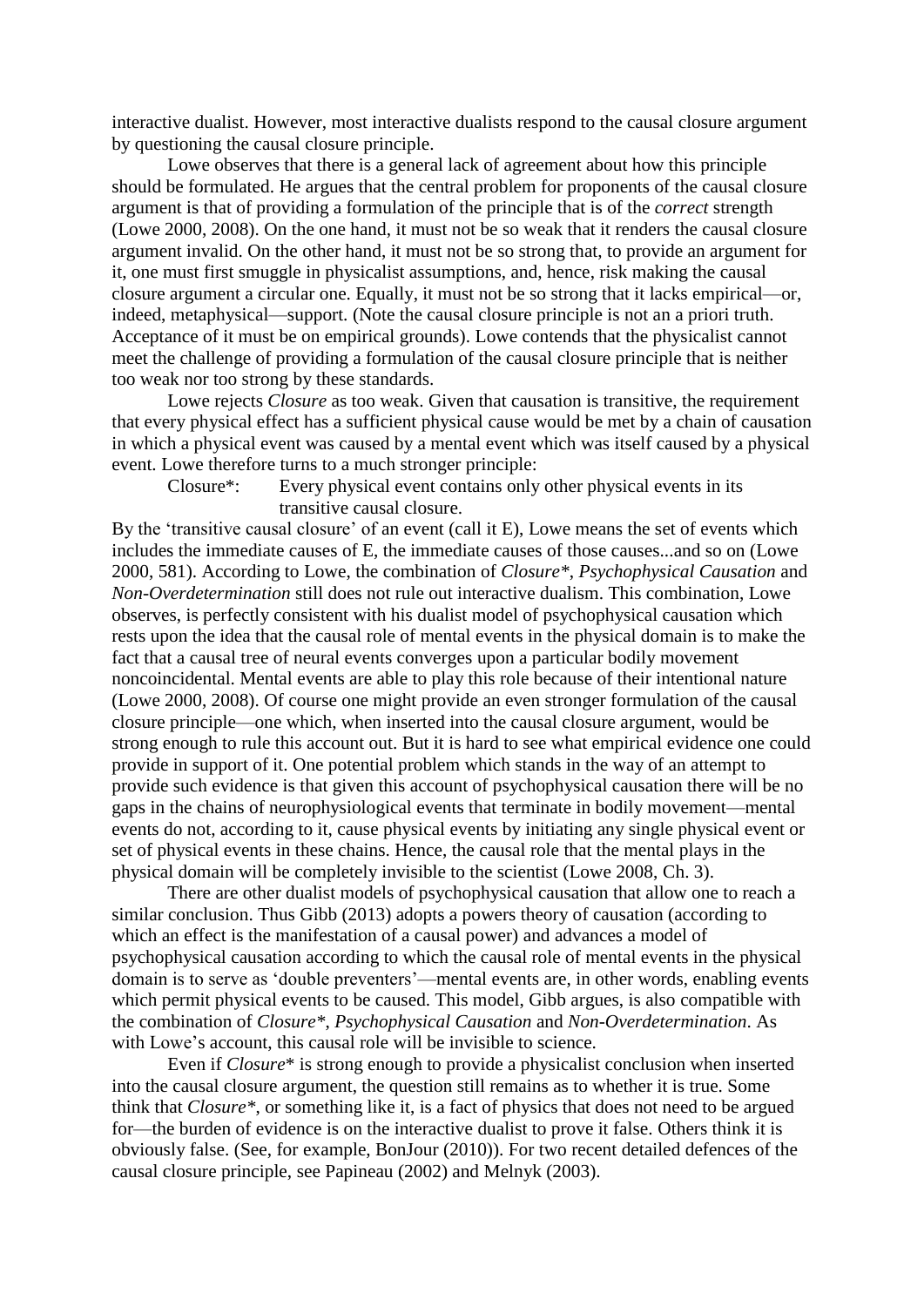interactive dualist. However, most interactive dualists respond to the causal closure argument by questioning the causal closure principle.

Lowe observes that there is a general lack of agreement about how this principle should be formulated. He argues that the central problem for proponents of the causal closure argument is that of providing a formulation of the principle that is of the *correct* strength (Lowe 2000, 2008). On the one hand, it must not be so weak that it renders the causal closure argument invalid. On the other hand, it must not be so strong that, to provide an argument for it, one must first smuggle in physicalist assumptions, and, hence, risk making the causal closure argument a circular one. Equally, it must not be so strong that it lacks empirical—or, indeed, metaphysical—support. (Note the causal closure principle is not an a priori truth. Acceptance of it must be on empirical grounds). Lowe contends that the physicalist cannot meet the challenge of providing a formulation of the causal closure principle that is neither too weak nor too strong by these standards.

Lowe rejects *Closure* as too weak. Given that causation is transitive, the requirement that every physical effect has a sufficient physical cause would be met by a chain of causation in which a physical event was caused by a mental event which was itself caused by a physical event. Lowe therefore turns to a much stronger principle:

> Closure*: Every physical event contains only other physical events in its transitive causal closure.

By the 'transitive causal closure' of an event (call it E), Lowe means the set of events which includes the immediate causes of E, the immediate causes of those causes...and so on (Lowe 2000, 581). According to Lowe, the combination of *Closure**, *Psychophysical Causation* and *Non-Overdetermination* still does not rule out interactive dualism. This combination, Lowe observes, is perfectly consistent with his dualist model of psychophysical causation which rests upon the idea that the causal role of mental events in the physical domain is to make the fact that a causal tree of neural events converges upon a particular bodily movement noncoincidental. Mental events are able to play this role because of their intentional nature (Lowe 2000, 2008). Of course one might provide an even stronger formulation of the causal closure principle—one which, when inserted into the causal closure argument, would be strong enough to rule this account out. But it is hard to see what empirical evidence one could provide in support of it. One potential problem which stands in the way of an attempt to provide such evidence is that given this account of psychophysical causation there will be no gaps in the chains of neurophysiological events that terminate in bodily movement—mental events do not, according to it, cause physical events by initiating any single physical event or set of physical events in these chains. Hence, the causal role that the mental plays in the physical domain will be completely invisible to the scientist (Lowe 2008, Ch. 3).

There are other dualist models of psychophysical causation that allow one to reach a similar conclusion. Thus Gibb (2013) adopts a powers theory of causation (according to which an effect is the manifestation of a causal power) and advances a model of psychophysical causation according to which the causal role of mental events in the physical domain is to serve as 'double preventers'—mental events are, in other words, enabling events which permit physical events to be caused. This model, Gibb argues, is also compatible with the combination of *Closure**, *Psychophysical Causation* and *Non-Overdetermination*. As with Lowe's account, this causal role will be invisible to science.

Even if *Closure** is strong enough to provide a physicalist conclusion when inserted into the causal closure argument, the question still remains as to whether it is true. Some think that *Closure**, or something like it, is a fact of physics that does not need to be argued for—the burden of evidence is on the interactive dualist to prove it false. Others think it is obviously false. (See, for example, BonJour (2010)). For two recent detailed defences of the causal closure principle, see Papineau (2002) and Melnyk (2003).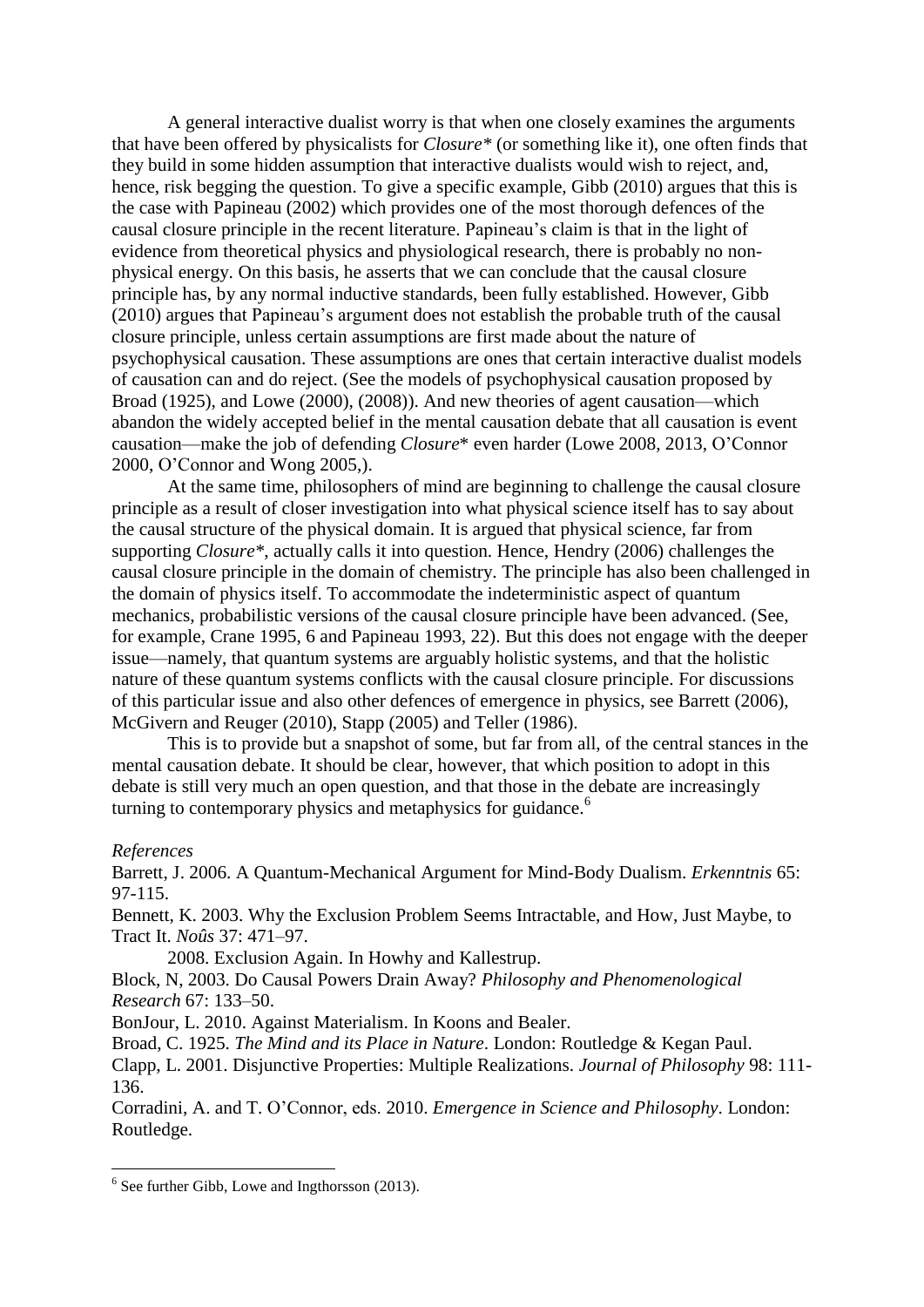A general interactive dualist worry is that when one closely examines the arguments that have been offered by physicalists for *Closure\** (or something like it), one often finds that they build in some hidden assumption that interactive dualists would wish to reject, and, hence, risk begging the question. To give a specific example, Gibb (2010) argues that this is the case with Papineau (2002) which provides one of the most thorough defences of the causal closure principle in the recent literature. Papineau's claim is that in the light of evidence from theoretical physics and physiological research, there is probably no non-physical energy. On this basis, he asserts that we can conclude that the causal closure principle has, by any normal inductive standards, been fully established. However, Gibb (2010) argues that Papineau's argument does not establish the probable truth of the causal closure principle, unless certain assumptions are first made about the nature of psychophysical causation. These assumptions are ones that certain interactive dualist models of causation can and do reject. (See the models of psychophysical causation proposed by Broad (1925), and Lowe (2000), (2008)). And new theories of agent causation—which abandon the widely accepted belief in the mental causation debate that all causation is event causation—make the job of defending *Closure*\* even harder (Lowe 2008, 2013, O'Connor 2000, O'Connor and Wong 2005,).

At the same time, philosophers of mind are beginning to challenge the causal closure principle as a result of closer investigation into what physical science itself has to say about the causal structure of the physical domain. It is argued that physical science, far from supporting *Closure\**, actually calls it into question. Hence, Hendry (2006) challenges the causal closure principle in the domain of chemistry. The principle has also been challenged in the domain of physics itself. To accommodate the indeterministic aspect of quantum mechanics, probabilistic versions of the causal closure principle have been advanced. (See, for example, Crane 1995, 6 and Papineau 1993, 22). But this does not engage with the deeper issue—namely, that quantum systems are arguably holistic systems, and that the holistic nature of these quantum systems conflicts with the causal closure principle. For discussions of this particular issue and also other defences of emergence in physics, see Barrett (2006), McGivern and Reuger (2010), Stapp (2005) and Teller (1986).

This is to provide but a snapshot of some, but far from all, of the central stances in the mental causation debate. It should be clear, however, that which position to adopt in this debate is still very much an open question, and that those in the debate are increasingly turning to contemporary physics and metaphysics for guidance.[6]

*References*

Barrett, J. 2006. A Quantum-Mechanical Argument for Mind-Body Dualism. *Erkenntnis* 65: 97-115.

Bennett, K. 2003. Why the Exclusion Problem Seems Intractable, and How, Just Maybe, to Tract It. *Noûs* 37: 471–97.

2008. Exclusion Again. In Howhy and Kallestrup.

Block, N, 2003. Do Causal Powers Drain Away? *Philosophy and Phenomenological Research* 67: 133–50.

BonJour, L. 2010. Against Materialism. In Koons and Bealer.

Broad, C. 1925. *The Mind and its Place in Nature*. London: Routledge & Kegan Paul.

Clapp, L. 2001. Disjunctive Properties: Multiple Realizations. *Journal of Philosophy* 98: 111-136.

Corradini, A. and T. O'Connor, eds. 2010. *Emergence in Science and Philosophy*. London: Routledge.

---

[6] See further Gibb, Lowe and Ingthorsson (2013).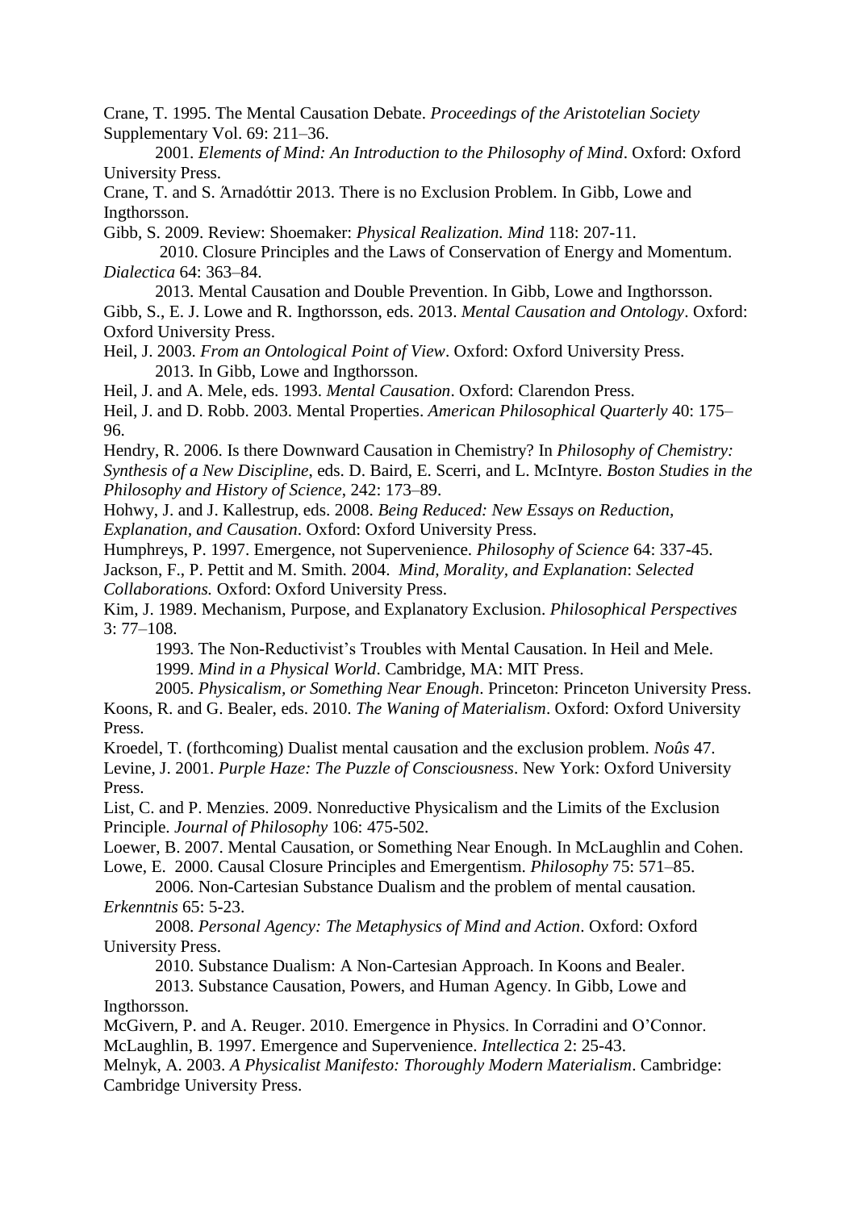Crane, T. 1995. The Mental Causation Debate. *Proceedings of the Aristotelian Society* Supplementary Vol. 69: 211–36.

2001. *Elements of Mind: An Introduction to the Philosophy of Mind*. Oxford: Oxford University Press.

Crane, T. and S. Ärnadóttir 2013. There is no Exclusion Problem. In Gibb, Lowe and Ingthorsson.

Gibb, S. 2009. Review: Shoemaker: *Physical Realization. Mind* 118: 207-11.

2010. Closure Principles and the Laws of Conservation of Energy and Momentum. *Dialectica* 64: 363–84.

2013. Mental Causation and Double Prevention. In Gibb, Lowe and Ingthorsson.

Gibb, S., E. J. Lowe and R. Ingthorsson, eds. 2013. *Mental Causation and Ontology*. Oxford: Oxford University Press.

Heil, J. 2003. *From an Ontological Point of View*. Oxford: Oxford University Press.

2013. In Gibb, Lowe and Ingthorsson.

Heil, J. and A. Mele, eds. 1993. *Mental Causation*. Oxford: Clarendon Press.

Heil, J. and D. Robb. 2003. Mental Properties. *American Philosophical Quarterly* 40: 175–96.

Hendry, R. 2006. Is there Downward Causation in Chemistry? In *Philosophy of Chemistry: Synthesis of a New Discipline*, eds. D. Baird, E. Scerri, and L. McIntyre. *Boston Studies in the Philosophy and History of Science*, 242: 173–89.

Hohwy, J. and J. Kallestrup, eds. 2008. *Being Reduced: New Essays on Reduction, Explanation, and Causation*. Oxford: Oxford University Press.

Humphreys, P. 1997. Emergence, not Supervenience. *Philosophy of Science* 64: 337-45.

Jackson, F., P. Pettit and M. Smith. 2004. *Mind, Morality, and Explanation*: *Selected Collaborations.* Oxford: Oxford University Press.

Kim, J. 1989. Mechanism, Purpose, and Explanatory Exclusion. *Philosophical Perspectives* 3: 77–108.

1993. The Non-Reductivist's Troubles with Mental Causation. In Heil and Mele.

1999. *Mind in a Physical World*. Cambridge, MA: MIT Press.

2005. *Physicalism, or Something Near Enough*. Princeton: Princeton University Press.

Koons, R. and G. Bealer, eds. 2010. *The Waning of Materialism*. Oxford: Oxford University Press.

Kroedel, T. (forthcoming) Dualist mental causation and the exclusion problem. *Noûs* 47.

Levine, J. 2001. *Purple Haze: The Puzzle of Consciousness*. New York: Oxford University Press.

List, C. and P. Menzies. 2009. Nonreductive Physicalism and the Limits of the Exclusion Principle. *Journal of Philosophy* 106: 475-502.

Loewer, B. 2007. Mental Causation, or Something Near Enough. In McLaughlin and Cohen.

Lowe, E. 2000. Causal Closure Principles and Emergentism. *Philosophy* 75: 571–85.

2006. Non-Cartesian Substance Dualism and the problem of mental causation. *Erkenntnis* 65: 5-23.

2008. *Personal Agency: The Metaphysics of Mind and Action*. Oxford: Oxford University Press.

2010. Substance Dualism: A Non-Cartesian Approach. In Koons and Bealer.

2013. Substance Causation, Powers, and Human Agency. In Gibb, Lowe and Ingthorsson.

McGivern, P. and A. Reuger. 2010. Emergence in Physics. In Corradini and O'Connor.

McLaughlin, B. 1997. Emergence and Supervenience. *Intellectica* 2: 25-43.

Melnyk, A. 2003. *A Physicalist Manifesto: Thoroughly Modern Materialism*. Cambridge: Cambridge University Press.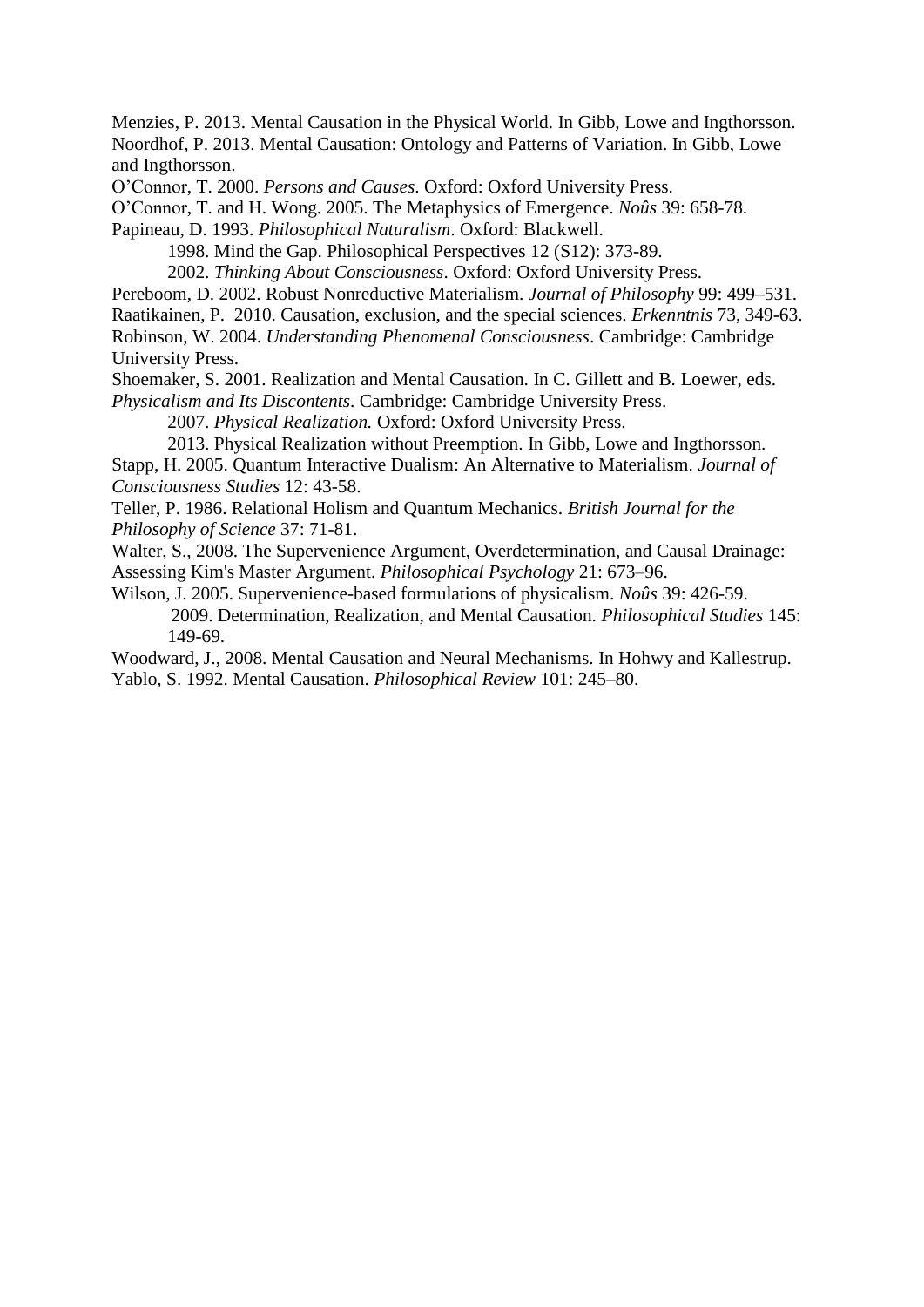Menzies, P. 2013. Mental Causation in the Physical World. In Gibb, Lowe and Ingthorsson.

Noordhof, P. 2013. Mental Causation: Ontology and Patterns of Variation. In Gibb, Lowe and Ingthorsson.

O'Connor, T. 2000. *Persons and Causes*. Oxford: Oxford University Press.

O'Connor, T. and H. Wong. 2005. The Metaphysics of Emergence. *Noûs* 39: 658-78.

Papineau, D. 1993. *Philosophical Naturalism*. Oxford: Blackwell.

1998. Mind the Gap. Philosophical Perspectives 12 (S12): 373-89.

2002. *Thinking About Consciousness*. Oxford: Oxford University Press.

Pereboom, D. 2002. Robust Nonreductive Materialism. *Journal of Philosophy* 99: 499–531.

Raatikainen, P. 2010. Causation, exclusion, and the special sciences. *Erkenntnis* 73, 349-63.

Robinson, W. 2004. *Understanding Phenomenal Consciousness*. Cambridge: Cambridge University Press.

Shoemaker, S. 2001. Realization and Mental Causation. In C. Gillett and B. Loewer, eds. *Physicalism and Its Discontents*. Cambridge: Cambridge University Press.

2007. *Physical Realization.* Oxford: Oxford University Press.

2013. Physical Realization without Preemption. In Gibb, Lowe and Ingthorsson.

Stapp, H. 2005. Quantum Interactive Dualism: An Alternative to Materialism. *Journal of Consciousness Studies* 12: 43-58.

Teller, P. 1986. Relational Holism and Quantum Mechanics. *British Journal for the Philosophy of Science* 37: 71-81.

Walter, S., 2008. The Supervenience Argument, Overdetermination, and Causal Drainage: Assessing Kim's Master Argument. *Philosophical Psychology* 21: 673–96.

Wilson, J. 2005. Supervenience-based formulations of physicalism. *Noûs* 39: 426-59.

2009. Determination, Realization, and Mental Causation. *Philosophical Studies* 145: 149-69.

Woodward, J., 2008. Mental Causation and Neural Mechanisms. In Hohwy and Kallestrup.

Yablo, S. 1992. Mental Causation. *Philosophical Review* 101: 245–80.